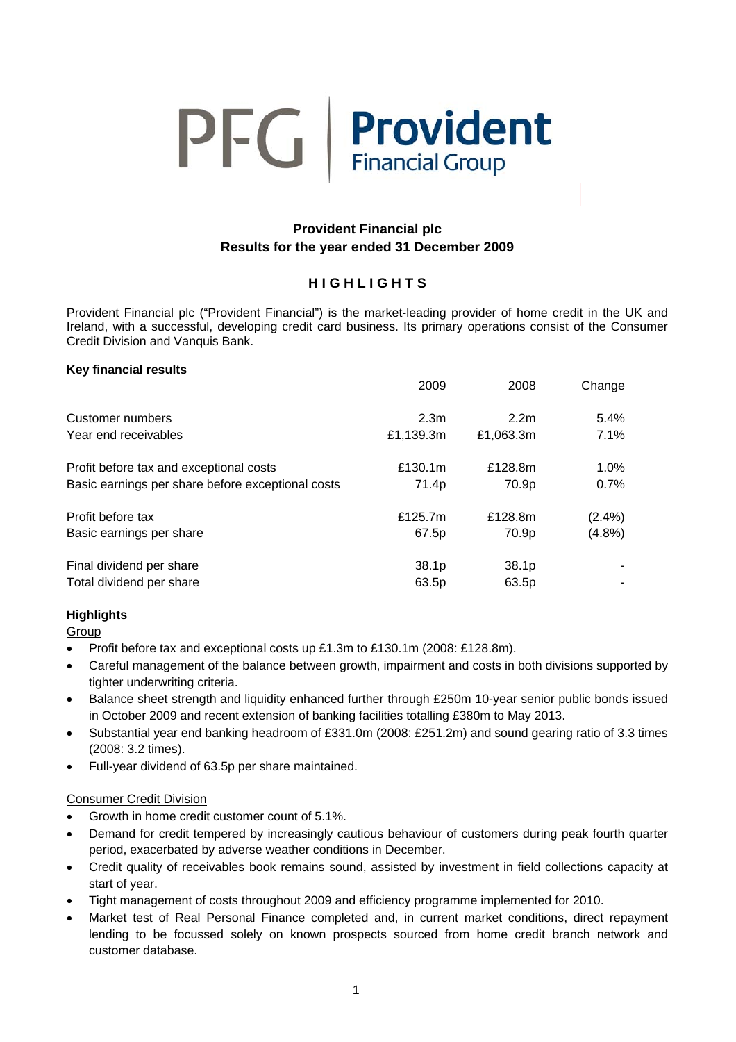PFG | **Provident** Financial Group

# Provident Financial plc
## Results for the year ended 31 December 2009

## HIGHLIGHTS

Provident Financial plc ("Provident Financial") is the market-leading provider of home credit in the UK and Ireland, with a successful, developing credit card business. Its primary operations consist of the Consumer Credit Division and Vanquis Bank.

**Key financial results**

| | 2009 | 2008 | Change |
|---|---|---|---|
| Customer numbers | 2.3m | 2.2m | 5.4% |
| Year end receivables | £1,139.3m | £1,063.3m | 7.1% |
| Profit before tax and exceptional costs | £130.1m | £128.8m | 1.0% |
| Basic earnings per share before exceptional costs | 71.4p | 70.9p | 0.7% |
| Profit before tax | £125.7m | £128.8m | (2.4%) |
| Basic earnings per share | 67.5p | 70.9p | (4.8%) |
| Final dividend per share | 38.1p | 38.1p | - |
| Total dividend per share | 63.5p | 63.5p | - |

**Highlights**

Group

- Profit before tax and exceptional costs up £1.3m to £130.1m (2008: £128.8m).
- Careful management of the balance between growth, impairment and costs in both divisions supported by tighter underwriting criteria.
- Balance sheet strength and liquidity enhanced further through £250m 10-year senior public bonds issued in October 2009 and recent extension of banking facilities totalling £380m to May 2013.
- Substantial year end banking headroom of £331.0m (2008: £251.2m) and sound gearing ratio of 3.3 times (2008: 3.2 times).
- Full-year dividend of 63.5p per share maintained.

Consumer Credit Division

- Growth in home credit customer count of 5.1%.
- Demand for credit tempered by increasingly cautious behaviour of customers during peak fourth quarter period, exacerbated by adverse weather conditions in December.
- Credit quality of receivables book remains sound, assisted by investment in field collections capacity at start of year.
- Tight management of costs throughout 2009 and efficiency programme implemented for 2010.
- Market test of Real Personal Finance completed and, in current market conditions, direct repayment lending to be focussed solely on known prospects sourced from home credit branch network and customer database.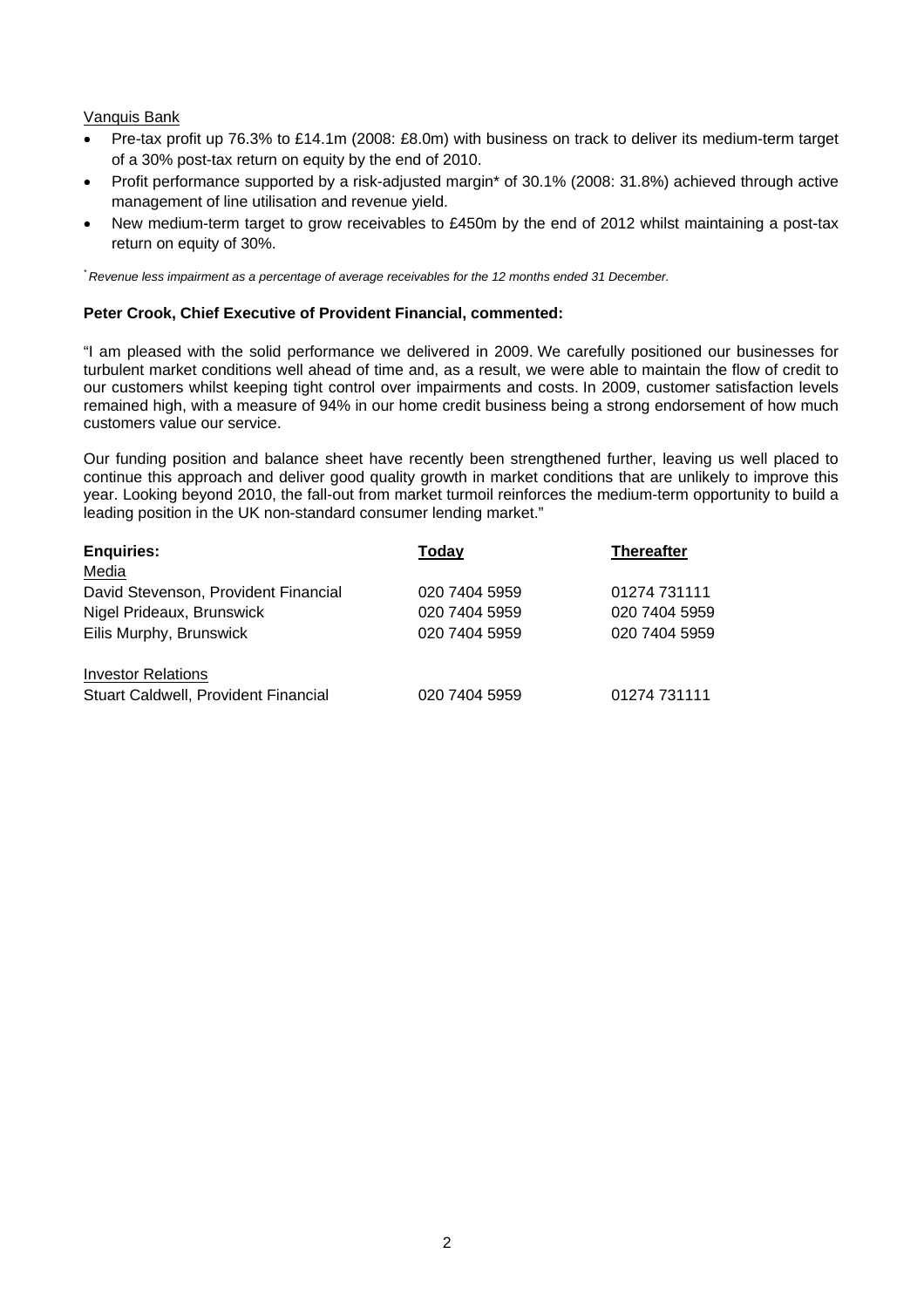Vanquis Bank

- Pre-tax profit up 76.3% to £14.1m (2008: £8.0m) with business on track to deliver its medium-term target of a 30% post-tax return on equity by the end of 2010.
- Profit performance supported by a risk-adjusted margin* of 30.1% (2008: 31.8%) achieved through active management of line utilisation and revenue yield.
- New medium-term target to grow receivables to £450m by the end of 2012 whilst maintaining a post-tax return on equity of 30%.

*\* Revenue less impairment as a percentage of average receivables for the 12 months ended 31 December.*

**Peter Crook, Chief Executive of Provident Financial, commented:**

"I am pleased with the solid performance we delivered in 2009. We carefully positioned our businesses for turbulent market conditions well ahead of time and, as a result, we were able to maintain the flow of credit to our customers whilst keeping tight control over impairments and costs. In 2009, customer satisfaction levels remained high, with a measure of 94% in our home credit business being a strong endorsement of how much customers value our service.

Our funding position and balance sheet have recently been strengthened further, leaving us well placed to continue this approach and deliver good quality growth in market conditions that are unlikely to improve this year. Looking beyond 2010, the fall-out from market turmoil reinforces the medium-term opportunity to build a leading position in the UK non-standard consumer lending market."

| **Enquiries:** | **Today** | **Thereafter** |
|---|---|---|
| Media | | |
| David Stevenson, Provident Financial | 020 7404 5959 | 01274 731111 |
| Nigel Prideaux, Brunswick | 020 7404 5959 | 020 7404 5959 |
| Eilis Murphy, Brunswick | 020 7404 5959 | 020 7404 5959 |
| | | |
| Investor Relations | | |
| Stuart Caldwell, Provident Financial | 020 7404 5959 | 01274 731111 |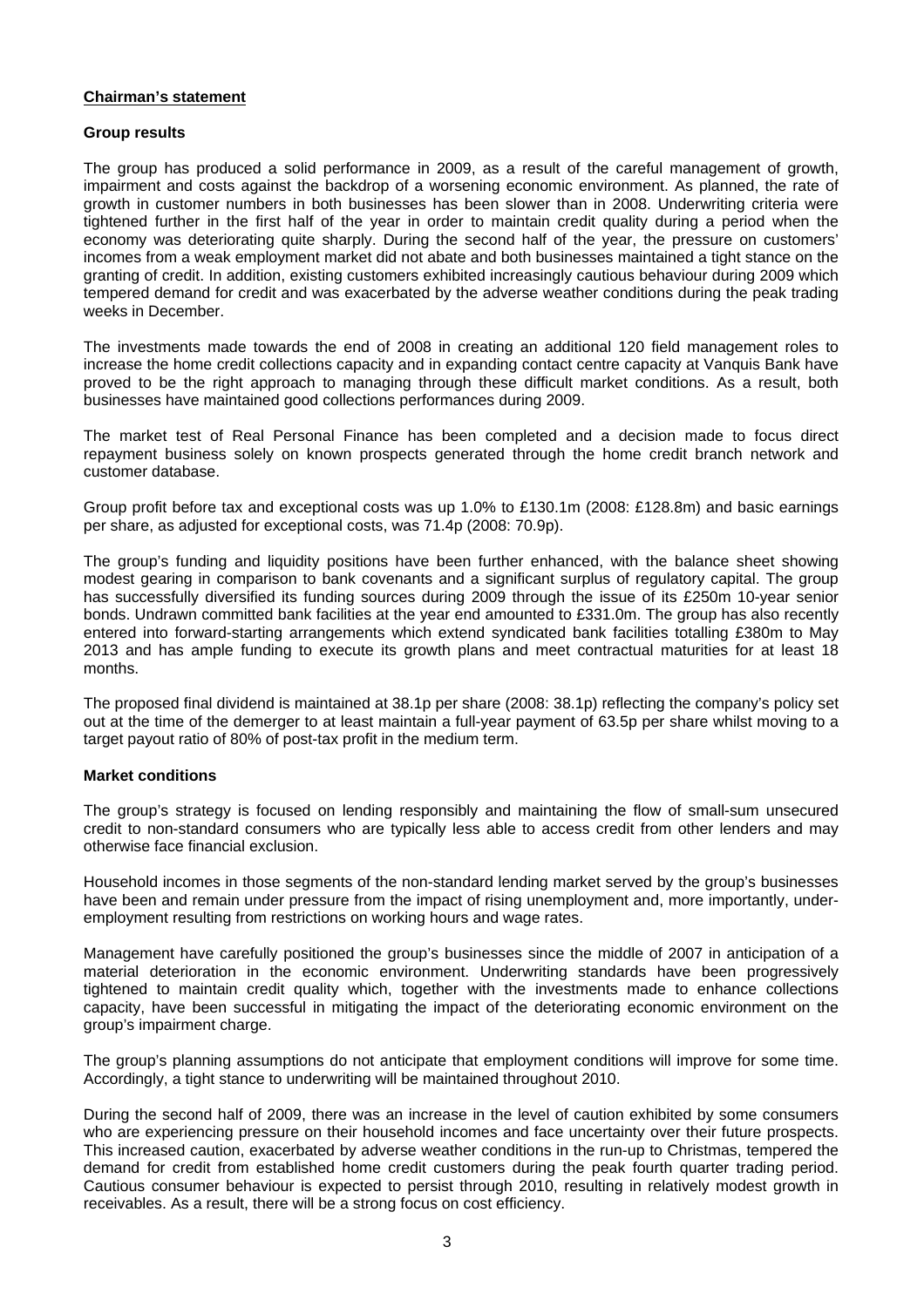**Chairman's statement**

**Group results**

The group has produced a solid performance in 2009, as a result of the careful management of growth, impairment and costs against the backdrop of a worsening economic environment. As planned, the rate of growth in customer numbers in both businesses has been slower than in 2008. Underwriting criteria were tightened further in the first half of the year in order to maintain credit quality during a period when the economy was deteriorating quite sharply. During the second half of the year, the pressure on customers' incomes from a weak employment market did not abate and both businesses maintained a tight stance on the granting of credit. In addition, existing customers exhibited increasingly cautious behaviour during 2009 which tempered demand for credit and was exacerbated by the adverse weather conditions during the peak trading weeks in December.

The investments made towards the end of 2008 in creating an additional 120 field management roles to increase the home credit collections capacity and in expanding contact centre capacity at Vanquis Bank have proved to be the right approach to managing through these difficult market conditions. As a result, both businesses have maintained good collections performances during 2009.

The market test of Real Personal Finance has been completed and a decision made to focus direct repayment business solely on known prospects generated through the home credit branch network and customer database.

Group profit before tax and exceptional costs was up 1.0% to £130.1m (2008: £128.8m) and basic earnings per share, as adjusted for exceptional costs, was 71.4p (2008: 70.9p).

The group's funding and liquidity positions have been further enhanced, with the balance sheet showing modest gearing in comparison to bank covenants and a significant surplus of regulatory capital. The group has successfully diversified its funding sources during 2009 through the issue of its £250m 10-year senior bonds. Undrawn committed bank facilities at the year end amounted to £331.0m. The group has also recently entered into forward-starting arrangements which extend syndicated bank facilities totalling £380m to May 2013 and has ample funding to execute its growth plans and meet contractual maturities for at least 18 months.

The proposed final dividend is maintained at 38.1p per share (2008: 38.1p) reflecting the company's policy set out at the time of the demerger to at least maintain a full-year payment of 63.5p per share whilst moving to a target payout ratio of 80% of post-tax profit in the medium term.

**Market conditions**

The group's strategy is focused on lending responsibly and maintaining the flow of small-sum unsecured credit to non-standard consumers who are typically less able to access credit from other lenders and may otherwise face financial exclusion.

Household incomes in those segments of the non-standard lending market served by the group's businesses have been and remain under pressure from the impact of rising unemployment and, more importantly, under-employment resulting from restrictions on working hours and wage rates.

Management have carefully positioned the group's businesses since the middle of 2007 in anticipation of a material deterioration in the economic environment. Underwriting standards have been progressively tightened to maintain credit quality which, together with the investments made to enhance collections capacity, have been successful in mitigating the impact of the deteriorating economic environment on the group's impairment charge.

The group's planning assumptions do not anticipate that employment conditions will improve for some time. Accordingly, a tight stance to underwriting will be maintained throughout 2010.

During the second half of 2009, there was an increase in the level of caution exhibited by some consumers who are experiencing pressure on their household incomes and face uncertainty over their future prospects. This increased caution, exacerbated by adverse weather conditions in the run-up to Christmas, tempered the demand for credit from established home credit customers during the peak fourth quarter trading period. Cautious consumer behaviour is expected to persist through 2010, resulting in relatively modest growth in receivables. As a result, there will be a strong focus on cost efficiency.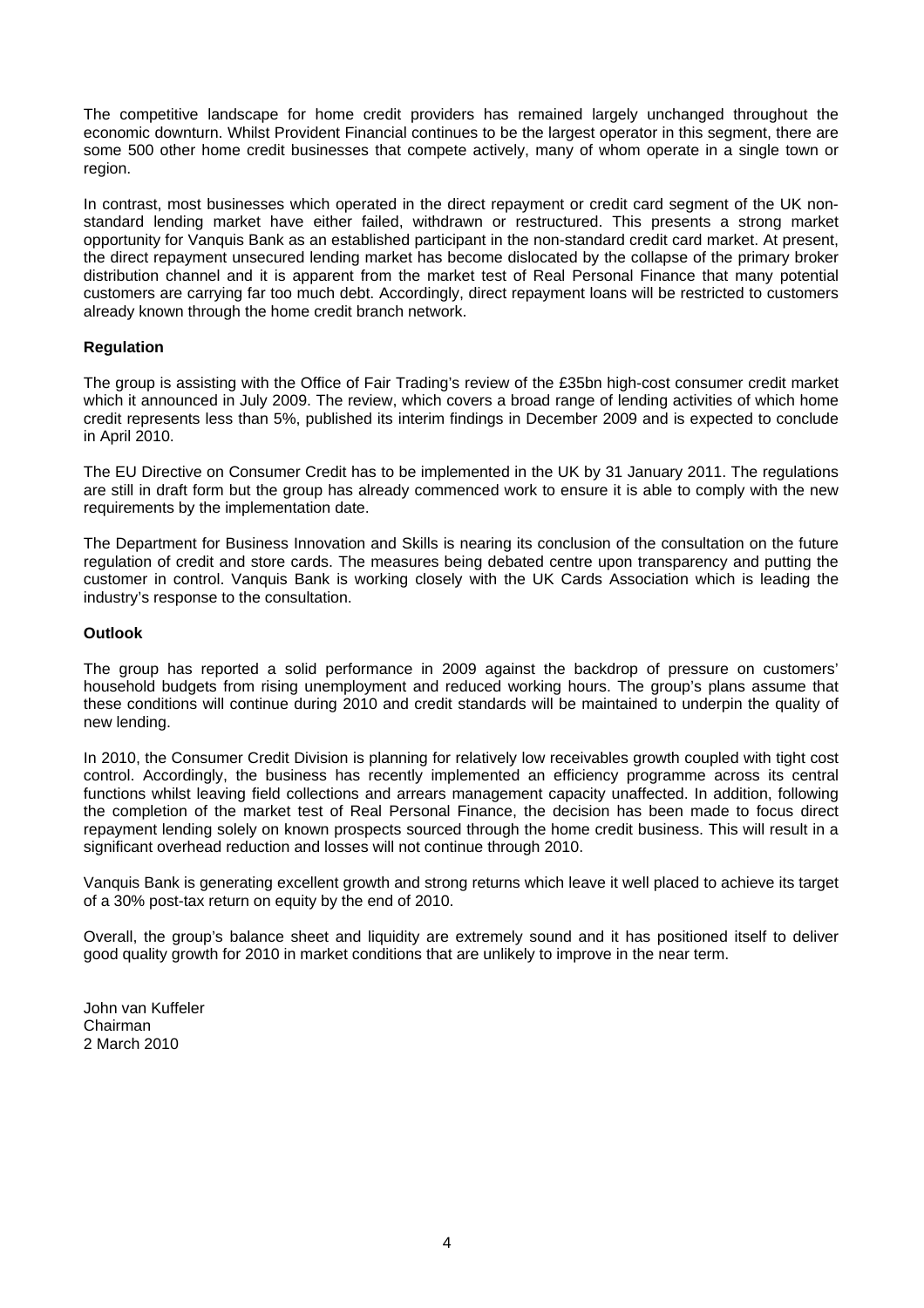The competitive landscape for home credit providers has remained largely unchanged throughout the economic downturn. Whilst Provident Financial continues to be the largest operator in this segment, there are some 500 other home credit businesses that compete actively, many of whom operate in a single town or region.

In contrast, most businesses which operated in the direct repayment or credit card segment of the UK non-standard lending market have either failed, withdrawn or restructured. This presents a strong market opportunity for Vanquis Bank as an established participant in the non-standard credit card market. At present, the direct repayment unsecured lending market has become dislocated by the collapse of the primary broker distribution channel and it is apparent from the market test of Real Personal Finance that many potential customers are carrying far too much debt. Accordingly, direct repayment loans will be restricted to customers already known through the home credit branch network.

**Regulation**

The group is assisting with the Office of Fair Trading's review of the £35bn high-cost consumer credit market which it announced in July 2009. The review, which covers a broad range of lending activities of which home credit represents less than 5%, published its interim findings in December 2009 and is expected to conclude in April 2010.

The EU Directive on Consumer Credit has to be implemented in the UK by 31 January 2011. The regulations are still in draft form but the group has already commenced work to ensure it is able to comply with the new requirements by the implementation date.

The Department for Business Innovation and Skills is nearing its conclusion of the consultation on the future regulation of credit and store cards. The measures being debated centre upon transparency and putting the customer in control. Vanquis Bank is working closely with the UK Cards Association which is leading the industry's response to the consultation.

**Outlook**

The group has reported a solid performance in 2009 against the backdrop of pressure on customers' household budgets from rising unemployment and reduced working hours. The group's plans assume that these conditions will continue during 2010 and credit standards will be maintained to underpin the quality of new lending.

In 2010, the Consumer Credit Division is planning for relatively low receivables growth coupled with tight cost control. Accordingly, the business has recently implemented an efficiency programme across its central functions whilst leaving field collections and arrears management capacity unaffected. In addition, following the completion of the market test of Real Personal Finance, the decision has been made to focus direct repayment lending solely on known prospects sourced through the home credit business. This will result in a significant overhead reduction and losses will not continue through 2010.

Vanquis Bank is generating excellent growth and strong returns which leave it well placed to achieve its target of a 30% post-tax return on equity by the end of 2010.

Overall, the group's balance sheet and liquidity are extremely sound and it has positioned itself to deliver good quality growth for 2010 in market conditions that are unlikely to improve in the near term.

John van Kuffeler
Chairman
2 March 2010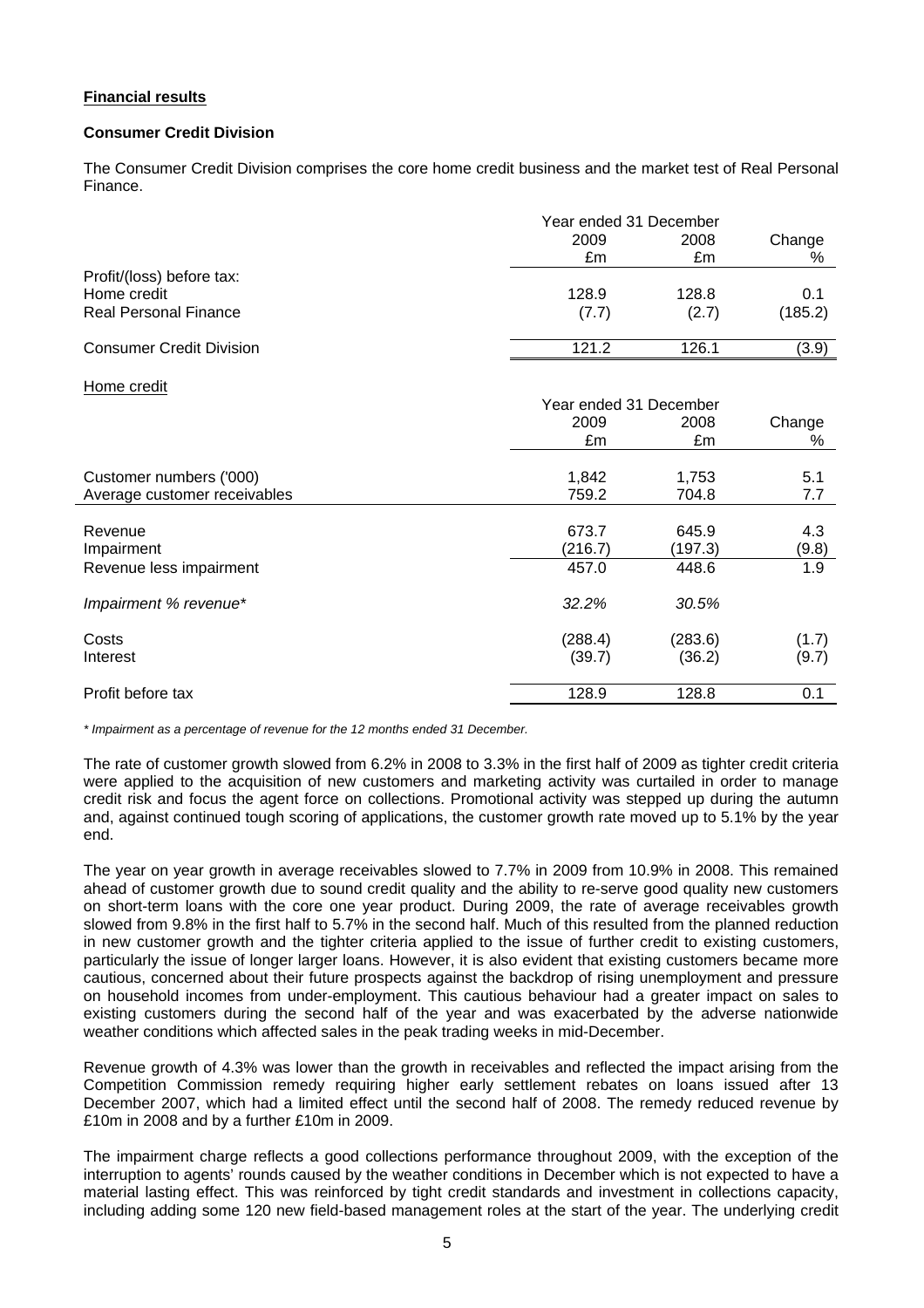**Financial results**

**Consumer Credit Division**

The Consumer Credit Division comprises the core home credit business and the market test of Real Personal Finance.

| | Year ended 31 December | | |
|---|---|---|---|
| | 2009 £m | 2008 £m | Change % |
| Profit/(loss) before tax: | | | |
| Home credit | 128.9 | 128.8 | 0.1 |
| Real Personal Finance | (7.7) | (2.7) | (185.2) |
| Consumer Credit Division | 121.2 | 126.1 | (3.9) |

Home credit

| | Year ended 31 December | | |
|---|---|---|---|
| | 2009 £m | 2008 £m | Change % |
| Customer numbers ('000) | 1,842 | 1,753 | 5.1 |
| Average customer receivables | 759.2 | 704.8 | 7.7 |
| Revenue | 673.7 | 645.9 | 4.3 |
| Impairment | (216.7) | (197.3) | (9.8) |
| Revenue less impairment | 457.0 | 448.6 | 1.9 |
| *Impairment % revenue** | *32.2%* | *30.5%* | |
| Costs | (288.4) | (283.6) | (1.7) |
| Interest | (39.7) | (36.2) | (9.7) |
| Profit before tax | 128.9 | 128.8 | 0.1 |

*\* Impairment as a percentage of revenue for the 12 months ended 31 December.*

The rate of customer growth slowed from 6.2% in 2008 to 3.3% in the first half of 2009 as tighter credit criteria were applied to the acquisition of new customers and marketing activity was curtailed in order to manage credit risk and focus the agent force on collections. Promotional activity was stepped up during the autumn and, against continued tough scoring of applications, the customer growth rate moved up to 5.1% by the year end.

The year on year growth in average receivables slowed to 7.7% in 2009 from 10.9% in 2008. This remained ahead of customer growth due to sound credit quality and the ability to re-serve good quality new customers on short-term loans with the core one year product. During 2009, the rate of average receivables growth slowed from 9.8% in the first half to 5.7% in the second half. Much of this resulted from the planned reduction in new customer growth and the tighter criteria applied to the issue of further credit to existing customers, particularly the issue of longer larger loans. However, it is also evident that existing customers became more cautious, concerned about their future prospects against the backdrop of rising unemployment and pressure on household incomes from under-employment. This cautious behaviour had a greater impact on sales to existing customers during the second half of the year and was exacerbated by the adverse nationwide weather conditions which affected sales in the peak trading weeks in mid-December.

Revenue growth of 4.3% was lower than the growth in receivables and reflected the impact arising from the Competition Commission remedy requiring higher early settlement rebates on loans issued after 13 December 2007, which had a limited effect until the second half of 2008. The remedy reduced revenue by £10m in 2008 and by a further £10m in 2009.

The impairment charge reflects a good collections performance throughout 2009, with the exception of the interruption to agents' rounds caused by the weather conditions in December which is not expected to have a material lasting effect. This was reinforced by tight credit standards and investment in collections capacity, including adding some 120 new field-based management roles at the start of the year. The underlying credit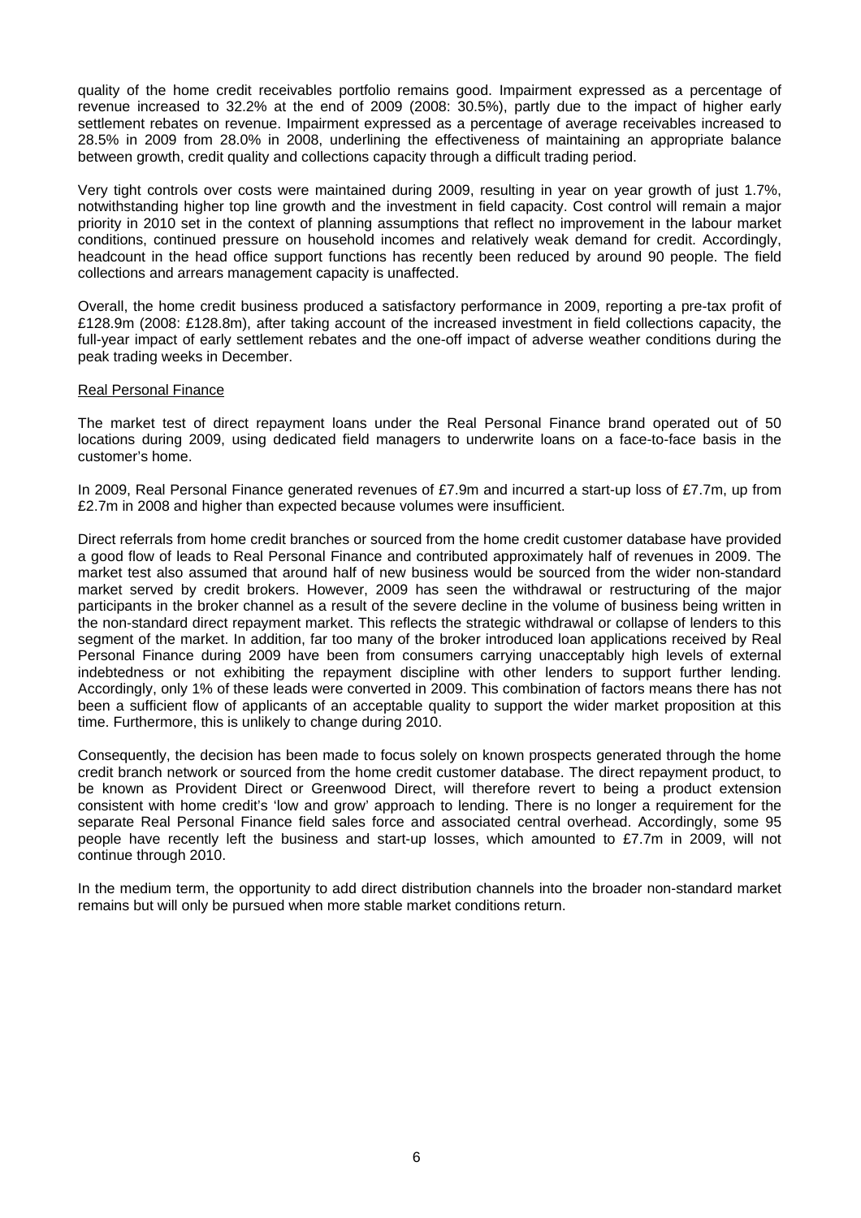quality of the home credit receivables portfolio remains good. Impairment expressed as a percentage of revenue increased to 32.2% at the end of 2009 (2008: 30.5%), partly due to the impact of higher early settlement rebates on revenue. Impairment expressed as a percentage of average receivables increased to 28.5% in 2009 from 28.0% in 2008, underlining the effectiveness of maintaining an appropriate balance between growth, credit quality and collections capacity through a difficult trading period.

Very tight controls over costs were maintained during 2009, resulting in year on year growth of just 1.7%, notwithstanding higher top line growth and the investment in field capacity. Cost control will remain a major priority in 2010 set in the context of planning assumptions that reflect no improvement in the labour market conditions, continued pressure on household incomes and relatively weak demand for credit. Accordingly, headcount in the head office support functions has recently been reduced by around 90 people. The field collections and arrears management capacity is unaffected.

Overall, the home credit business produced a satisfactory performance in 2009, reporting a pre-tax profit of £128.9m (2008: £128.8m), after taking account of the increased investment in field collections capacity, the full-year impact of early settlement rebates and the one-off impact of adverse weather conditions during the peak trading weeks in December.

Real Personal Finance

The market test of direct repayment loans under the Real Personal Finance brand operated out of 50 locations during 2009, using dedicated field managers to underwrite loans on a face-to-face basis in the customer's home.

In 2009, Real Personal Finance generated revenues of £7.9m and incurred a start-up loss of £7.7m, up from £2.7m in 2008 and higher than expected because volumes were insufficient.

Direct referrals from home credit branches or sourced from the home credit customer database have provided a good flow of leads to Real Personal Finance and contributed approximately half of revenues in 2009. The market test also assumed that around half of new business would be sourced from the wider non-standard market served by credit brokers. However, 2009 has seen the withdrawal or restructuring of the major participants in the broker channel as a result of the severe decline in the volume of business being written in the non-standard direct repayment market. This reflects the strategic withdrawal or collapse of lenders to this segment of the market. In addition, far too many of the broker introduced loan applications received by Real Personal Finance during 2009 have been from consumers carrying unacceptably high levels of external indebtedness or not exhibiting the repayment discipline with other lenders to support further lending. Accordingly, only 1% of these leads were converted in 2009. This combination of factors means there has not been a sufficient flow of applicants of an acceptable quality to support the wider market proposition at this time. Furthermore, this is unlikely to change during 2010.

Consequently, the decision has been made to focus solely on known prospects generated through the home credit branch network or sourced from the home credit customer database. The direct repayment product, to be known as Provident Direct or Greenwood Direct, will therefore revert to being a product extension consistent with home credit's 'low and grow' approach to lending. There is no longer a requirement for the separate Real Personal Finance field sales force and associated central overhead. Accordingly, some 95 people have recently left the business and start-up losses, which amounted to £7.7m in 2009, will not continue through 2010.

In the medium term, the opportunity to add direct distribution channels into the broader non-standard market remains but will only be pursued when more stable market conditions return.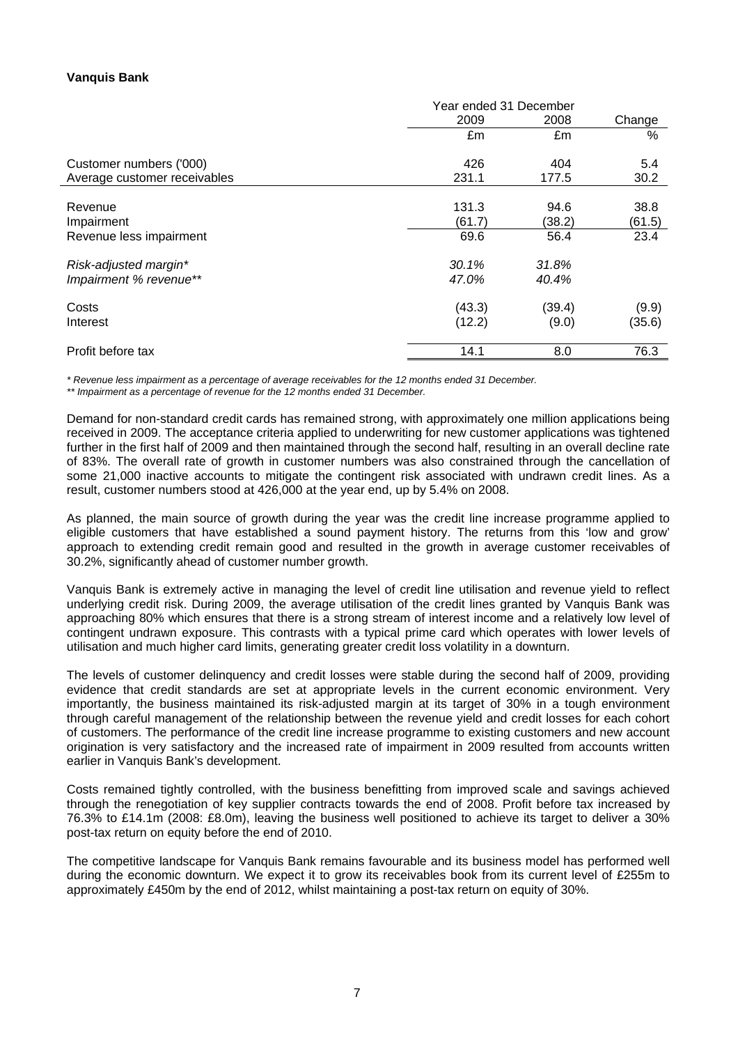**Vanquis Bank**

| | Year ended 31 December | | |
|---|---|---|---|
| | 2009 | 2008 | Change |
| | £m | £m | % |
| Customer numbers ('000) | 426 | 404 | 5.4 |
| Average customer receivables | 231.1 | 177.5 | 30.2 |
| Revenue | 131.3 | 94.6 | 38.8 |
| Impairment | (61.7) | (38.2) | (61.5) |
| Revenue less impairment | 69.6 | 56.4 | 23.4 |
| *Risk-adjusted margin** | *30.1%* | *31.8%* | |
| *Impairment % revenue*** | *47.0%* | *40.4%* | |
| Costs | (43.3) | (39.4) | (9.9) |
| Interest | (12.2) | (9.0) | (35.6) |
| Profit before tax | 14.1 | 8.0 | 76.3 |

*\* Revenue less impairment as a percentage of average receivables for the 12 months ended 31 December.*

*\*\* Impairment as a percentage of revenue for the 12 months ended 31 December.*

Demand for non-standard credit cards has remained strong, with approximately one million applications being received in 2009. The acceptance criteria applied to underwriting for new customer applications was tightened further in the first half of 2009 and then maintained through the second half, resulting in an overall decline rate of 83%. The overall rate of growth in customer numbers was also constrained through the cancellation of some 21,000 inactive accounts to mitigate the contingent risk associated with undrawn credit lines. As a result, customer numbers stood at 426,000 at the year end, up by 5.4% on 2008.

As planned, the main source of growth during the year was the credit line increase programme applied to eligible customers that have established a sound payment history. The returns from this 'low and grow' approach to extending credit remain good and resulted in the growth in average customer receivables of 30.2%, significantly ahead of customer number growth.

Vanquis Bank is extremely active in managing the level of credit line utilisation and revenue yield to reflect underlying credit risk. During 2009, the average utilisation of the credit lines granted by Vanquis Bank was approaching 80% which ensures that there is a strong stream of interest income and a relatively low level of contingent undrawn exposure. This contrasts with a typical prime card which operates with lower levels of utilisation and much higher card limits, generating greater credit loss volatility in a downturn.

The levels of customer delinquency and credit losses were stable during the second half of 2009, providing evidence that credit standards are set at appropriate levels in the current economic environment. Very importantly, the business maintained its risk-adjusted margin at its target of 30% in a tough environment through careful management of the relationship between the revenue yield and credit losses for each cohort of customers. The performance of the credit line increase programme to existing customers and new account origination is very satisfactory and the increased rate of impairment in 2009 resulted from accounts written earlier in Vanquis Bank's development.

Costs remained tightly controlled, with the business benefitting from improved scale and savings achieved through the renegotiation of key supplier contracts towards the end of 2008. Profit before tax increased by 76.3% to £14.1m (2008: £8.0m), leaving the business well positioned to achieve its target to deliver a 30% post-tax return on equity before the end of 2010.

The competitive landscape for Vanquis Bank remains favourable and its business model has performed well during the economic downturn. We expect it to grow its receivables book from its current level of £255m to approximately £450m by the end of 2012, whilst maintaining a post-tax return on equity of 30%.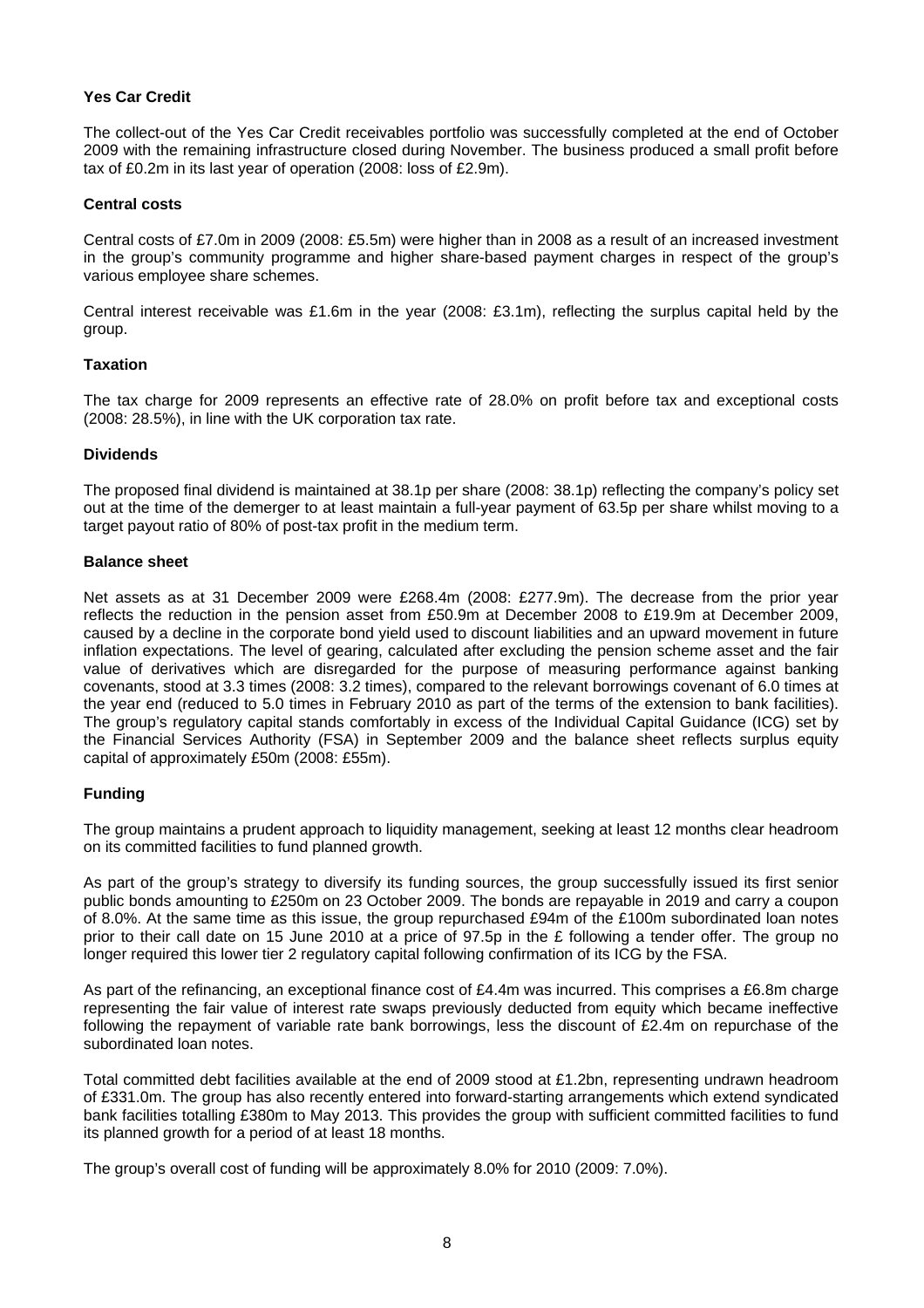### Yes Car Credit

The collect-out of the Yes Car Credit receivables portfolio was successfully completed at the end of October 2009 with the remaining infrastructure closed during November. The business produced a small profit before tax of £0.2m in its last year of operation (2008: loss of £2.9m).

### Central costs

Central costs of £7.0m in 2009 (2008: £5.5m) were higher than in 2008 as a result of an increased investment in the group's community programme and higher share-based payment charges in respect of the group's various employee share schemes.

Central interest receivable was £1.6m in the year (2008: £3.1m), reflecting the surplus capital held by the group.

### Taxation

The tax charge for 2009 represents an effective rate of 28.0% on profit before tax and exceptional costs (2008: 28.5%), in line with the UK corporation tax rate.

### Dividends

The proposed final dividend is maintained at 38.1p per share (2008: 38.1p) reflecting the company's policy set out at the time of the demerger to at least maintain a full-year payment of 63.5p per share whilst moving to a target payout ratio of 80% of post-tax profit in the medium term.

### Balance sheet

Net assets as at 31 December 2009 were £268.4m (2008: £277.9m). The decrease from the prior year reflects the reduction in the pension asset from £50.9m at December 2008 to £19.9m at December 2009, caused by a decline in the corporate bond yield used to discount liabilities and an upward movement in future inflation expectations. The level of gearing, calculated after excluding the pension scheme asset and the fair value of derivatives which are disregarded for the purpose of measuring performance against banking covenants, stood at 3.3 times (2008: 3.2 times), compared to the relevant borrowings covenant of 6.0 times at the year end (reduced to 5.0 times in February 2010 as part of the terms of the extension to bank facilities). The group's regulatory capital stands comfortably in excess of the Individual Capital Guidance (ICG) set by the Financial Services Authority (FSA) in September 2009 and the balance sheet reflects surplus equity capital of approximately £50m (2008: £55m).

### Funding

The group maintains a prudent approach to liquidity management, seeking at least 12 months clear headroom on its committed facilities to fund planned growth.

As part of the group's strategy to diversify its funding sources, the group successfully issued its first senior public bonds amounting to £250m on 23 October 2009. The bonds are repayable in 2019 and carry a coupon of 8.0%. At the same time as this issue, the group repurchased £94m of the £100m subordinated loan notes prior to their call date on 15 June 2010 at a price of 97.5p in the £ following a tender offer. The group no longer required this lower tier 2 regulatory capital following confirmation of its ICG by the FSA.

As part of the refinancing, an exceptional finance cost of £4.4m was incurred. This comprises a £6.8m charge representing the fair value of interest rate swaps previously deducted from equity which became ineffective following the repayment of variable rate bank borrowings, less the discount of £2.4m on repurchase of the subordinated loan notes.

Total committed debt facilities available at the end of 2009 stood at £1.2bn, representing undrawn headroom of £331.0m. The group has also recently entered into forward-starting arrangements which extend syndicated bank facilities totalling £380m to May 2013. This provides the group with sufficient committed facilities to fund its planned growth for a period of at least 18 months.

The group's overall cost of funding will be approximately 8.0% for 2010 (2009: 7.0%).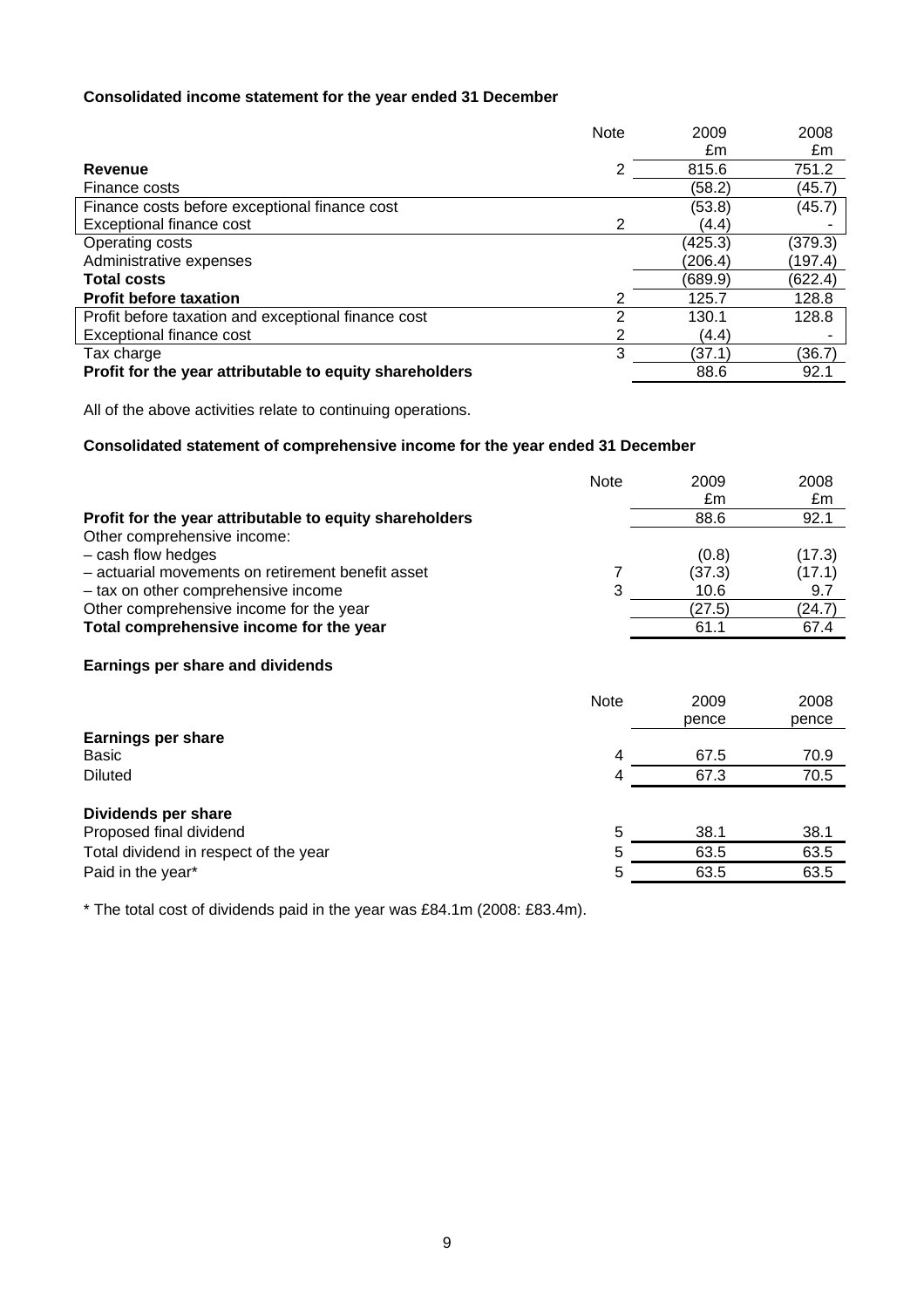### Consolidated income statement for the year ended 31 December

| | Note | 2009<br>£m | 2008<br>£m |
|---|---|---|---|
| **Revenue** | 2 | 815.6 | 751.2 |
| Finance costs | | (58.2) | (45.7) |
| Finance costs before exceptional finance cost | | (53.8) | (45.7) |
| Exceptional finance cost | 2 | (4.4) | - |
| Operating costs | | (425.3) | (379.3) |
| Administrative expenses | | (206.4) | (197.4) |
| **Total costs** | | (689.9) | (622.4) |
| **Profit before taxation** | 2 | 125.7 | 128.8 |
| Profit before taxation and exceptional finance cost | 2 | 130.1 | 128.8 |
| Exceptional finance cost | 2 | (4.4) | - |
| Tax charge | 3 | (37.1) | (36.7) |
| **Profit for the year attributable to equity shareholders** | | 88.6 | 92.1 |

All of the above activities relate to continuing operations.

### Consolidated statement of comprehensive income for the year ended 31 December

| | Note | 2009<br>£m | 2008<br>£m |
|---|---|---|---|
| **Profit for the year attributable to equity shareholders** | | 88.6 | 92.1 |
| Other comprehensive income: | | | |
| – cash flow hedges | | (0.8) | (17.3) |
| – actuarial movements on retirement benefit asset | 7 | (37.3) | (17.1) |
| – tax on other comprehensive income | 3 | 10.6 | 9.7 |
| Other comprehensive income for the year | | (27.5) | (24.7) |
| **Total comprehensive income for the year** | | 61.1 | 67.4 |

### Earnings per share and dividends

| | Note | 2009<br>pence | 2008<br>pence |
|---|---|---|---|
| **Earnings per share** | | | |
| Basic | 4 | 67.5 | 70.9 |
| Diluted | 4 | 67.3 | 70.5 |
| **Dividends per share** | | | |
| Proposed final dividend | 5 | 38.1 | 38.1 |
| Total dividend in respect of the year | 5 | 63.5 | 63.5 |
| Paid in the year* | 5 | 63.5 | 63.5 |

* The total cost of dividends paid in the year was £84.1m (2008: £83.4m).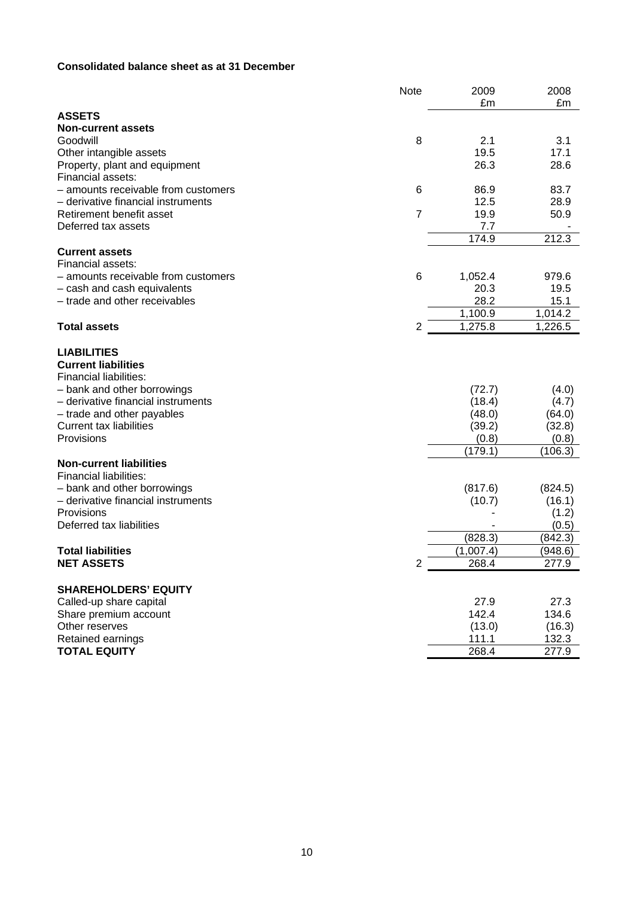**Consolidated balance sheet as at 31 December**

| | Note | 2009 £m | 2008 £m |
|---|---|---|---|
| **ASSETS** | | | |
| **Non-current assets** | | | |
| Goodwill | 8 | 2.1 | 3.1 |
| Other intangible assets | | 19.5 | 17.1 |
| Property, plant and equipment | | 26.3 | 28.6 |
| Financial assets: | | | |
| – amounts receivable from customers | 6 | 86.9 | 83.7 |
| – derivative financial instruments | | 12.5 | 28.9 |
| Retirement benefit asset | 7 | 19.9 | 50.9 |
| Deferred tax assets | | 7.7 | - |
| | | 174.9 | 212.3 |
| **Current assets** | | | |
| Financial assets: | | | |
| – amounts receivable from customers | 6 | 1,052.4 | 979.6 |
| – cash and cash equivalents | | 20.3 | 19.5 |
| – trade and other receivables | | 28.2 | 15.1 |
| | | 1,100.9 | 1,014.2 |
| **Total assets** | 2 | 1,275.8 | 1,226.5 |
| **LIABILITIES** | | | |
| **Current liabilities** | | | |
| Financial liabilities: | | | |
| – bank and other borrowings | | (72.7) | (4.0) |
| – derivative financial instruments | | (18.4) | (4.7) |
| – trade and other payables | | (48.0) | (64.0) |
| Current tax liabilities | | (39.2) | (32.8) |
| Provisions | | (0.8) | (0.8) |
| | | (179.1) | (106.3) |
| **Non-current liabilities** | | | |
| Financial liabilities: | | | |
| – bank and other borrowings | | (817.6) | (824.5) |
| – derivative financial instruments | | (10.7) | (16.1) |
| Provisions | | - | (1.2) |
| Deferred tax liabilities | | - | (0.5) |
| | | (828.3) | (842.3) |
| **Total liabilities** | | (1,007.4) | (948.6) |
| **NET ASSETS** | 2 | 268.4 | 277.9 |
| **SHAREHOLDERS' EQUITY** | | | |
| Called-up share capital | | 27.9 | 27.3 |
| Share premium account | | 142.4 | 134.6 |
| Other reserves | | (13.0) | (16.3) |
| Retained earnings | | 111.1 | 132.3 |
| **TOTAL EQUITY** | | 268.4 | 277.9 |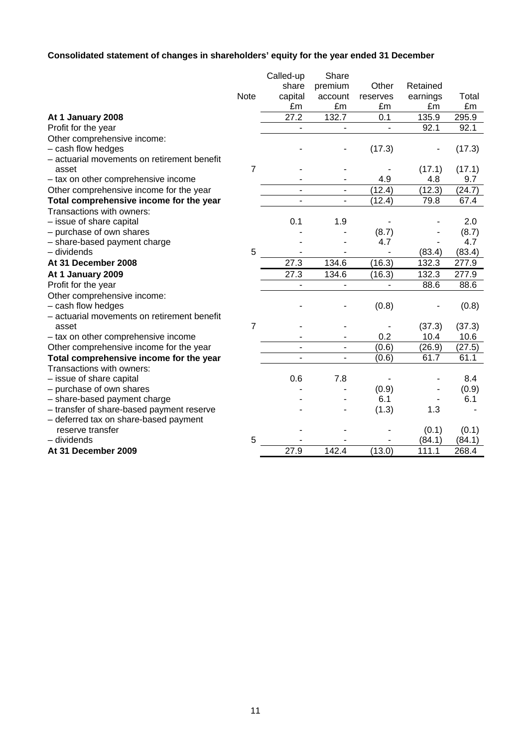**Consolidated statement of changes in shareholders' equity for the year ended 31 December**

| | Note | Called-up share capital £m | Share premium account £m | Other reserves £m | Retained earnings £m | Total £m |
|---|---|---|---|---|---|---|
| **At 1 January 2008** | | 27.2 | 132.7 | 0.1 | 135.9 | 295.9 |
| Profit for the year | | - | - | - | 92.1 | 92.1 |
| Other comprehensive income: | | | | | | |
| – cash flow hedges | | - | - | (17.3) | - | (17.3) |
| – actuarial movements on retirement benefit asset | 7 | - | - | - | (17.1) | (17.1) |
| – tax on other comprehensive income | | - | - | 4.9 | 4.8 | 9.7 |
| Other comprehensive income for the year | | - | - | (12.4) | (12.3) | (24.7) |
| **Total comprehensive income for the year** | | - | - | (12.4) | 79.8 | 67.4 |
| Transactions with owners: | | | | | | |
| – issue of share capital | | 0.1 | 1.9 | - | - | 2.0 |
| – purchase of own shares | | - | - | (8.7) | - | (8.7) |
| – share-based payment charge | | - | - | 4.7 | - | 4.7 |
| – dividends | 5 | - | - | - | (83.4) | (83.4) |
| **At 31 December 2008** | | 27.3 | 134.6 | (16.3) | 132.3 | 277.9 |
| **At 1 January 2009** | | 27.3 | 134.6 | (16.3) | 132.3 | 277.9 |
| Profit for the year | | - | - | - | 88.6 | 88.6 |
| Other comprehensive income: | | | | | | |
| – cash flow hedges | | - | - | (0.8) | - | (0.8) |
| – actuarial movements on retirement benefit asset | 7 | - | - | - | (37.3) | (37.3) |
| – tax on other comprehensive income | | - | - | 0.2 | 10.4 | 10.6 |
| Other comprehensive income for the year | | - | - | (0.6) | (26.9) | (27.5) |
| **Total comprehensive income for the year** | | - | - | (0.6) | 61.7 | 61.1 |
| Transactions with owners: | | | | | | |
| – issue of share capital | | 0.6 | 7.8 | - | - | 8.4 |
| – purchase of own shares | | - | - | (0.9) | - | (0.9) |
| – share-based payment charge | | - | - | 6.1 | - | 6.1 |
| – transfer of share-based payment reserve | | - | - | (1.3) | 1.3 | - |
| – deferred tax on share-based payment reserve transfer | | - | - | - | (0.1) | (0.1) |
| – dividends | 5 | - | - | - | (84.1) | (84.1) |
| **At 31 December 2009** | | 27.9 | 142.4 | (13.0) | 111.1 | 268.4 |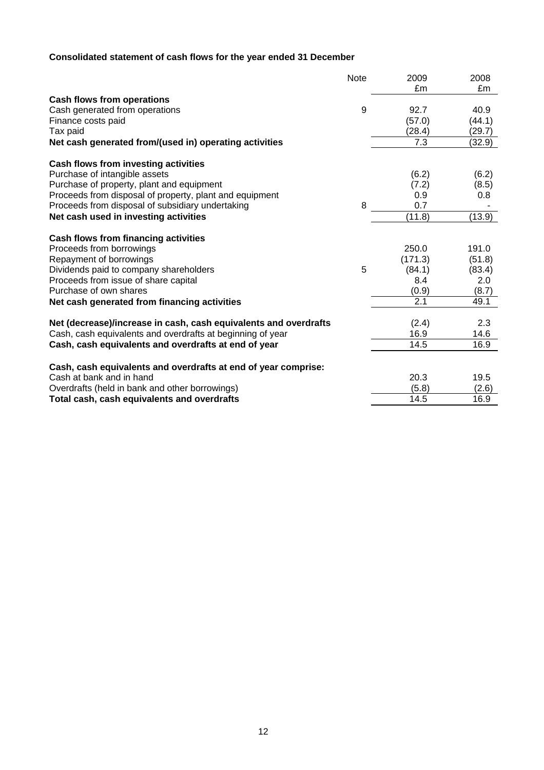**Consolidated statement of cash flows for the year ended 31 December**

| | Note | 2009 £m | 2008 £m |
|---|---|---|---|
| **Cash flows from operations** | | | |
| Cash generated from operations | 9 | 92.7 | 40.9 |
| Finance costs paid | | (57.0) | (44.1) |
| Tax paid | | (28.4) | (29.7) |
| **Net cash generated from/(used in) operating activities** | | 7.3 | (32.9) |
| | | | |
| **Cash flows from investing activities** | | | |
| Purchase of intangible assets | | (6.2) | (6.2) |
| Purchase of property, plant and equipment | | (7.2) | (8.5) |
| Proceeds from disposal of property, plant and equipment | | 0.9 | 0.8 |
| Proceeds from disposal of subsidiary undertaking | 8 | 0.7 | - |
| **Net cash used in investing activities** | | (11.8) | (13.9) |
| | | | |
| **Cash flows from financing activities** | | | |
| Proceeds from borrowings | | 250.0 | 191.0 |
| Repayment of borrowings | | (171.3) | (51.8) |
| Dividends paid to company shareholders | 5 | (84.1) | (83.4) |
| Proceeds from issue of share capital | | 8.4 | 2.0 |
| Purchase of own shares | | (0.9) | (8.7) |
| **Net cash generated from financing activities** | | 2.1 | 49.1 |
| | | | |
| **Net (decrease)/increase in cash, cash equivalents and overdrafts** | | (2.4) | 2.3 |
| Cash, cash equivalents and overdrafts at beginning of year | | 16.9 | 14.6 |
| **Cash, cash equivalents and overdrafts at end of year** | | 14.5 | 16.9 |
| | | | |
| **Cash, cash equivalents and overdrafts at end of year comprise:** | | | |
| Cash at bank and in hand | | 20.3 | 19.5 |
| Overdrafts (held in bank and other borrowings) | | (5.8) | (2.6) |
| **Total cash, cash equivalents and overdrafts** | | 14.5 | 16.9 |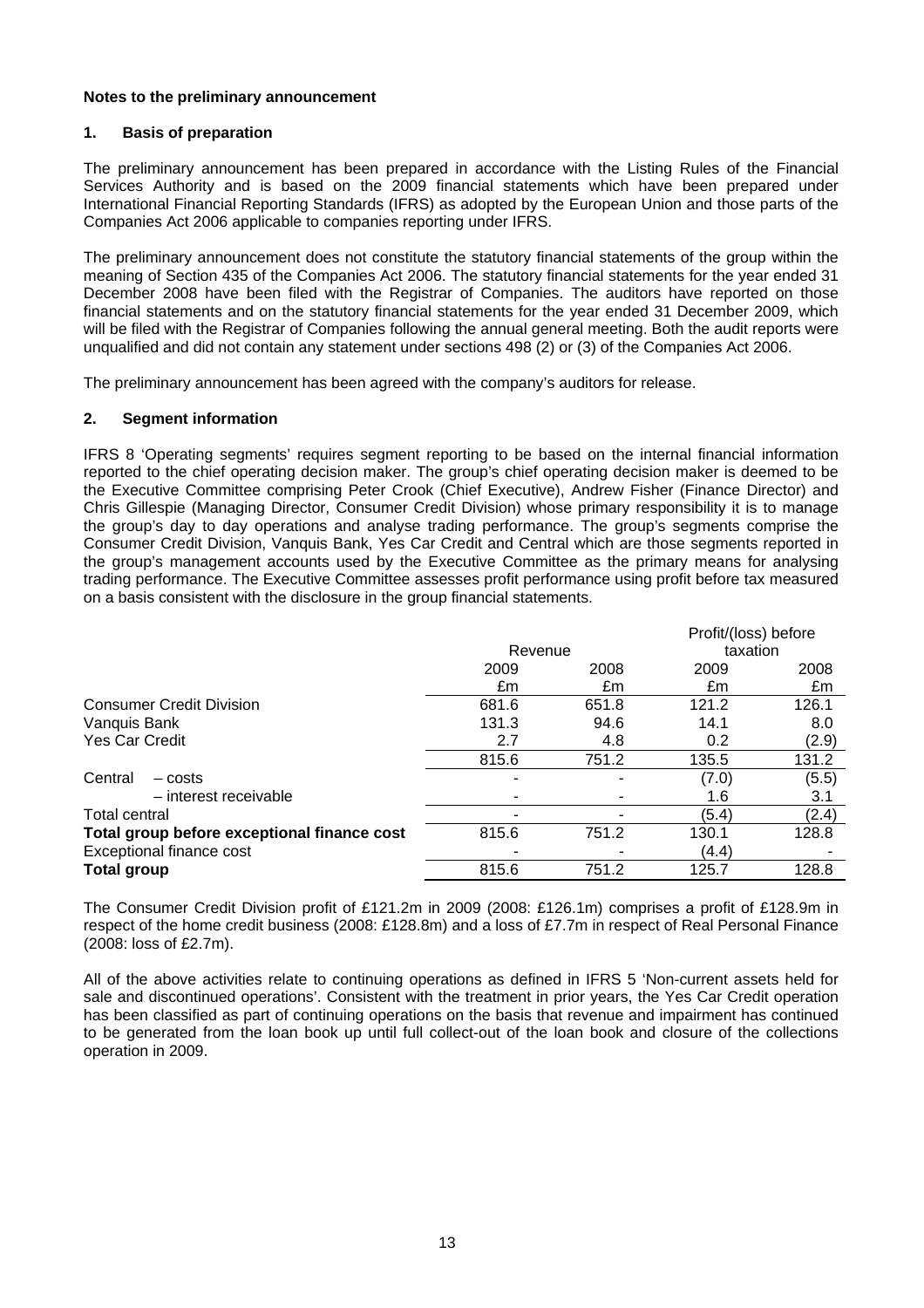**Notes to the preliminary announcement**

**1. Basis of preparation**

The preliminary announcement has been prepared in accordance with the Listing Rules of the Financial Services Authority and is based on the 2009 financial statements which have been prepared under International Financial Reporting Standards (IFRS) as adopted by the European Union and those parts of the Companies Act 2006 applicable to companies reporting under IFRS.

The preliminary announcement does not constitute the statutory financial statements of the group within the meaning of Section 435 of the Companies Act 2006. The statutory financial statements for the year ended 31 December 2008 have been filed with the Registrar of Companies. The auditors have reported on those financial statements and on the statutory financial statements for the year ended 31 December 2009, which will be filed with the Registrar of Companies following the annual general meeting. Both the audit reports were unqualified and did not contain any statement under sections 498 (2) or (3) of the Companies Act 2006.

The preliminary announcement has been agreed with the company's auditors for release.

**2. Segment information**

IFRS 8 'Operating segments' requires segment reporting to be based on the internal financial information reported to the chief operating decision maker. The group's chief operating decision maker is deemed to be the Executive Committee comprising Peter Crook (Chief Executive), Andrew Fisher (Finance Director) and Chris Gillespie (Managing Director, Consumer Credit Division) whose primary responsibility it is to manage the group's day to day operations and analyse trading performance. The group's segments comprise the Consumer Credit Division, Vanquis Bank, Yes Car Credit and Central which are those segments reported in the group's management accounts used by the Executive Committee as the primary means for analysing trading performance. The Executive Committee assesses profit performance using profit before tax measured on a basis consistent with the disclosure in the group financial statements.

| | Revenue | | Profit/(loss) before taxation | |
|---|---|---|---|---|
| | 2009 | 2008 | 2009 | 2008 |
| | £m | £m | £m | £m |
| Consumer Credit Division | 681.6 | 651.8 | 121.2 | 126.1 |
| Vanquis Bank | 131.3 | 94.6 | 14.1 | 8.0 |
| Yes Car Credit | 2.7 | 4.8 | 0.2 | (2.9) |
| | 815.6 | 751.2 | 135.5 | 131.2 |
| Central – costs | - | - | (7.0) | (5.5) |
| – interest receivable | - | - | 1.6 | 3.1 |
| Total central | - | - | (5.4) | (2.4) |
| **Total group before exceptional finance cost** | 815.6 | 751.2 | 130.1 | 128.8 |
| Exceptional finance cost | - | - | (4.4) | - |
| **Total group** | 815.6 | 751.2 | 125.7 | 128.8 |

The Consumer Credit Division profit of £121.2m in 2009 (2008: £126.1m) comprises a profit of £128.9m in respect of the home credit business (2008: £128.8m) and a loss of £7.7m in respect of Real Personal Finance (2008: loss of £2.7m).

All of the above activities relate to continuing operations as defined in IFRS 5 'Non-current assets held for sale and discontinued operations'. Consistent with the treatment in prior years, the Yes Car Credit operation has been classified as part of continuing operations on the basis that revenue and impairment has continued to be generated from the loan book up until full collect-out of the loan book and closure of the collections operation in 2009.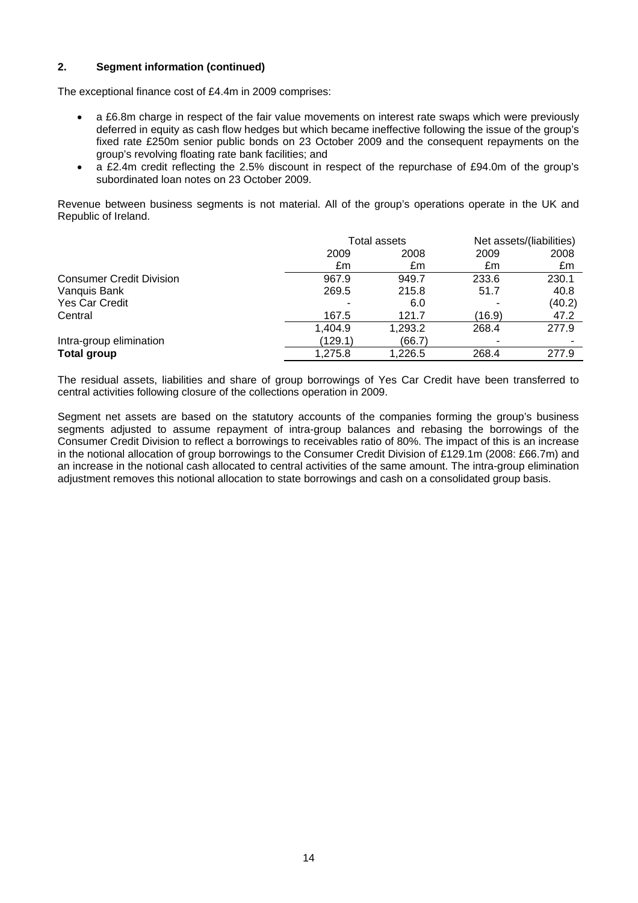## 2. Segment information (continued)

The exceptional finance cost of £4.4m in 2009 comprises:

- a £6.8m charge in respect of the fair value movements on interest rate swaps which were previously deferred in equity as cash flow hedges but which became ineffective following the issue of the group's fixed rate £250m senior public bonds on 23 October 2009 and the consequent repayments on the group's revolving floating rate bank facilities; and
- a £2.4m credit reflecting the 2.5% discount in respect of the repurchase of £94.0m of the group's subordinated loan notes on 23 October 2009.

Revenue between business segments is not material. All of the group's operations operate in the UK and Republic of Ireland.

| | Total assets | | Net assets/(liabilities) | |
|---|---|---|---|---|
| | 2009 | 2008 | 2009 | 2008 |
| | £m | £m | £m | £m |
| Consumer Credit Division | 967.9 | 949.7 | 233.6 | 230.1 |
| Vanquis Bank | 269.5 | 215.8 | 51.7 | 40.8 |
| Yes Car Credit | - | 6.0 | - | (40.2) |
| Central | 167.5 | 121.7 | (16.9) | 47.2 |
| | 1,404.9 | 1,293.2 | 268.4 | 277.9 |
| Intra-group elimination | (129.1) | (66.7) | - | - |
| **Total group** | 1,275.8 | 1,226.5 | 268.4 | 277.9 |

The residual assets, liabilities and share of group borrowings of Yes Car Credit have been transferred to central activities following closure of the collections operation in 2009.

Segment net assets are based on the statutory accounts of the companies forming the group's business segments adjusted to assume repayment of intra-group balances and rebasing the borrowings of the Consumer Credit Division to reflect a borrowings to receivables ratio of 80%. The impact of this is an increase in the notional allocation of group borrowings to the Consumer Credit Division of £129.1m (2008: £66.7m) and an increase in the notional cash allocated to central activities of the same amount. The intra-group elimination adjustment removes this notional allocation to state borrowings and cash on a consolidated group basis.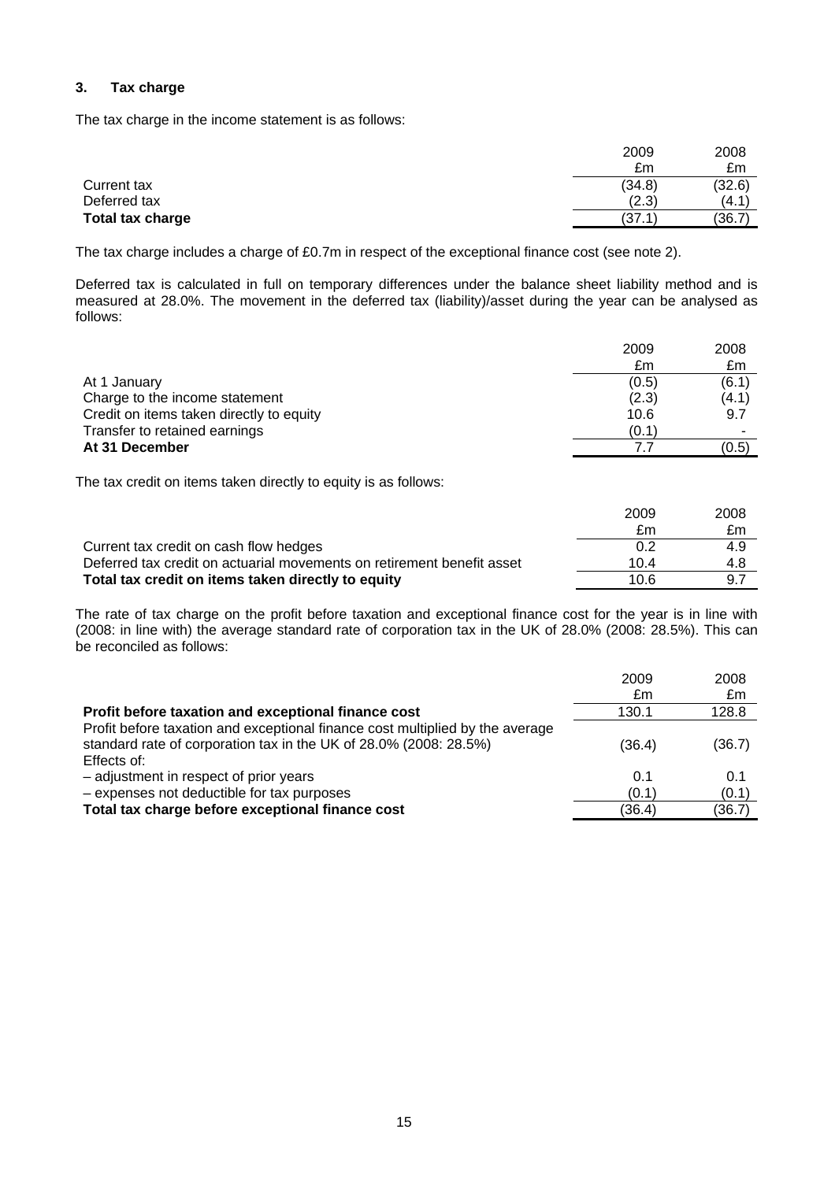## 3. Tax charge

The tax charge in the income statement is as follows:

| | 2009 £m | 2008 £m |
|---|---|---|
| Current tax | (34.8) | (32.6) |
| Deferred tax | (2.3) | (4.1) |
| **Total tax charge** | (37.1) | (36.7) |

The tax charge includes a charge of £0.7m in respect of the exceptional finance cost (see note 2).

Deferred tax is calculated in full on temporary differences under the balance sheet liability method and is measured at 28.0%. The movement in the deferred tax (liability)/asset during the year can be analysed as follows:

| | 2009 £m | 2008 £m |
|---|---|---|
| At 1 January | (0.5) | (6.1) |
| Charge to the income statement | (2.3) | (4.1) |
| Credit on items taken directly to equity | 10.6 | 9.7 |
| Transfer to retained earnings | (0.1) | - |
| **At 31 December** | 7.7 | (0.5) |

The tax credit on items taken directly to equity is as follows:

| | 2009 £m | 2008 £m |
|---|---|---|
| Current tax credit on cash flow hedges | 0.2 | 4.9 |
| Deferred tax credit on actuarial movements on retirement benefit asset | 10.4 | 4.8 |
| **Total tax credit on items taken directly to equity** | 10.6 | 9.7 |

The rate of tax charge on the profit before taxation and exceptional finance cost for the year is in line with (2008: in line with) the average standard rate of corporation tax in the UK of 28.0% (2008: 28.5%). This can be reconciled as follows:

| | 2009 £m | 2008 £m |
|---|---|---|
| **Profit before taxation and exceptional finance cost** | 130.1 | 128.8 |
| Profit before taxation and exceptional finance cost multiplied by the average standard rate of corporation tax in the UK of 28.0% (2008: 28.5%) | (36.4) | (36.7) |
| Effects of: | | |
| – adjustment in respect of prior years | 0.1 | 0.1 |
| – expenses not deductible for tax purposes | (0.1) | (0.1) |
| **Total tax charge before exceptional finance cost** | (36.4) | (36.7) |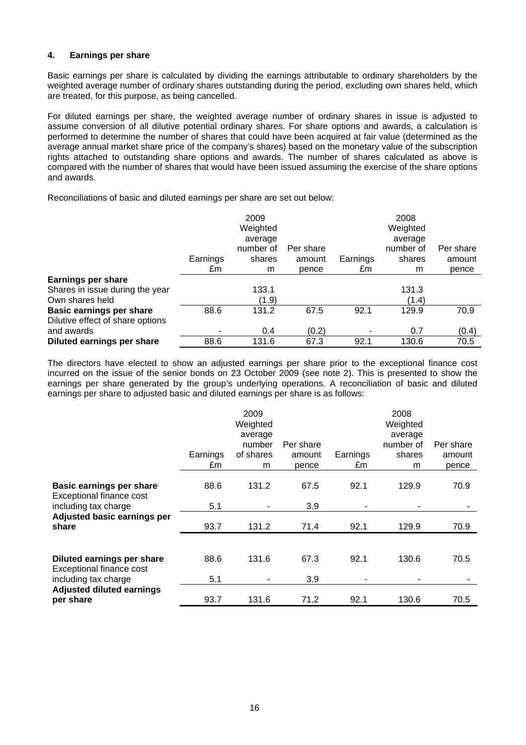## 4. Earnings per share

Basic earnings per share is calculated by dividing the earnings attributable to ordinary shareholders by the weighted average number of ordinary shares outstanding during the period, excluding own shares held, which are treated, for this purpose, as being cancelled.

For diluted earnings per share, the weighted average number of ordinary shares in issue is adjusted to assume conversion of all dilutive potential ordinary shares. For share options and awards, a calculation is performed to determine the number of shares that could have been acquired at fair value (determined as the average annual market share price of the company's shares) based on the monetary value of the subscription rights attached to outstanding share options and awards. The number of shares calculated as above is compared with the number of shares that would have been issued assuming the exercise of the share options and awards.

Reconciliations of basic and diluted earnings per share are set out below:

| | 2009 Earnings £m | 2009 Weighted average number of shares m | 2009 Per share amount pence | 2008 Earnings £m | 2008 Weighted average number of shares m | 2008 Per share amount pence |
|---|---|---|---|---|---|---|
| **Earnings per share** | | | | | | |
| Shares in issue during the year | | 133.1 | | | 131.3 | |
| Own shares held | | (1.9) | | | (1.4) | |
| **Basic earnings per share** | 88.6 | 131.2 | 67.5 | 92.1 | 129.9 | 70.9 |
| Dilutive effect of share options and awards | - | 0.4 | (0.2) | - | 0.7 | (0.4) |
| **Diluted earnings per share** | 88.6 | 131.6 | 67.3 | 92.1 | 130.6 | 70.5 |

The directors have elected to show an adjusted earnings per share prior to the exceptional finance cost incurred on the issue of the senior bonds on 23 October 2009 (see note 2). This is presented to show the earnings per share generated by the group's underlying operations. A reconciliation of basic and diluted earnings per share to adjusted basic and diluted earnings per share is as follows:

| | 2009 Earnings £m | 2009 Weighted average number of shares m | 2009 Per share amount pence | 2008 Earnings £m | 2008 Weighted average number of shares m | 2008 Per share amount pence |
|---|---|---|---|---|---|---|
| **Basic earnings per share** | 88.6 | 131.2 | 67.5 | 92.1 | 129.9 | 70.9 |
| Exceptional finance cost including tax charge | 5.1 | - | 3.9 | - | - | - |
| **Adjusted basic earnings per share** | 93.7 | 131.2 | 71.4 | 92.1 | 129.9 | 70.9 |
| | | | | | | |
| **Diluted earnings per share** | 88.6 | 131.6 | 67.3 | 92.1 | 130.6 | 70.5 |
| Exceptional finance cost including tax charge | 5.1 | - | 3.9 | - | - | - |
| **Adjusted diluted earnings per share** | 93.7 | 131.6 | 71.2 | 92.1 | 130.6 | 70.5 |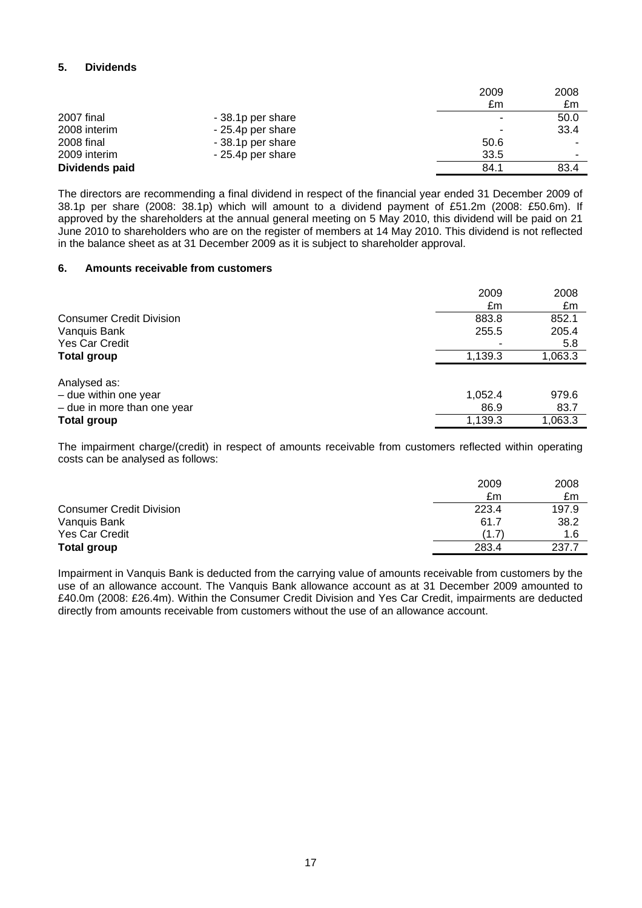## 5. Dividends

| | | 2009 | 2008 |
|---|---|---|---|
| | | £m | £m |
| 2007 final | - 38.1p per share | - | 50.0 |
| 2008 interim | - 25.4p per share | - | 33.4 |
| 2008 final | - 38.1p per share | 50.6 | - |
| 2009 interim | - 25.4p per share | 33.5 | - |
| **Dividends paid** | | 84.1 | 83.4 |

The directors are recommending a final dividend in respect of the financial year ended 31 December 2009 of 38.1p per share (2008: 38.1p) which will amount to a dividend payment of £51.2m (2008: £50.6m). If approved by the shareholders at the annual general meeting on 5 May 2010, this dividend will be paid on 21 June 2010 to shareholders who are on the register of members at 14 May 2010. This dividend is not reflected in the balance sheet as at 31 December 2009 as it is subject to shareholder approval.

## 6. Amounts receivable from customers

| | 2009 | 2008 |
|---|---|---|
| | £m | £m |
| Consumer Credit Division | 883.8 | 852.1 |
| Vanquis Bank | 255.5 | 205.4 |
| Yes Car Credit | - | 5.8 |
| **Total group** | 1,139.3 | 1,063.3 |
| | | |
| Analysed as: | | |
| – due within one year | 1,052.4 | 979.6 |
| – due in more than one year | 86.9 | 83.7 |
| **Total group** | 1,139.3 | 1,063.3 |

The impairment charge/(credit) in respect of amounts receivable from customers reflected within operating costs can be analysed as follows:

| | 2009 | 2008 |
|---|---|---|
| | £m | £m |
| Consumer Credit Division | 223.4 | 197.9 |
| Vanquis Bank | 61.7 | 38.2 |
| Yes Car Credit | (1.7) | 1.6 |
| **Total group** | 283.4 | 237.7 |

Impairment in Vanquis Bank is deducted from the carrying value of amounts receivable from customers by the use of an allowance account. The Vanquis Bank allowance account as at 31 December 2009 amounted to £40.0m (2008: £26.4m). Within the Consumer Credit Division and Yes Car Credit, impairments are deducted directly from amounts receivable from customers without the use of an allowance account.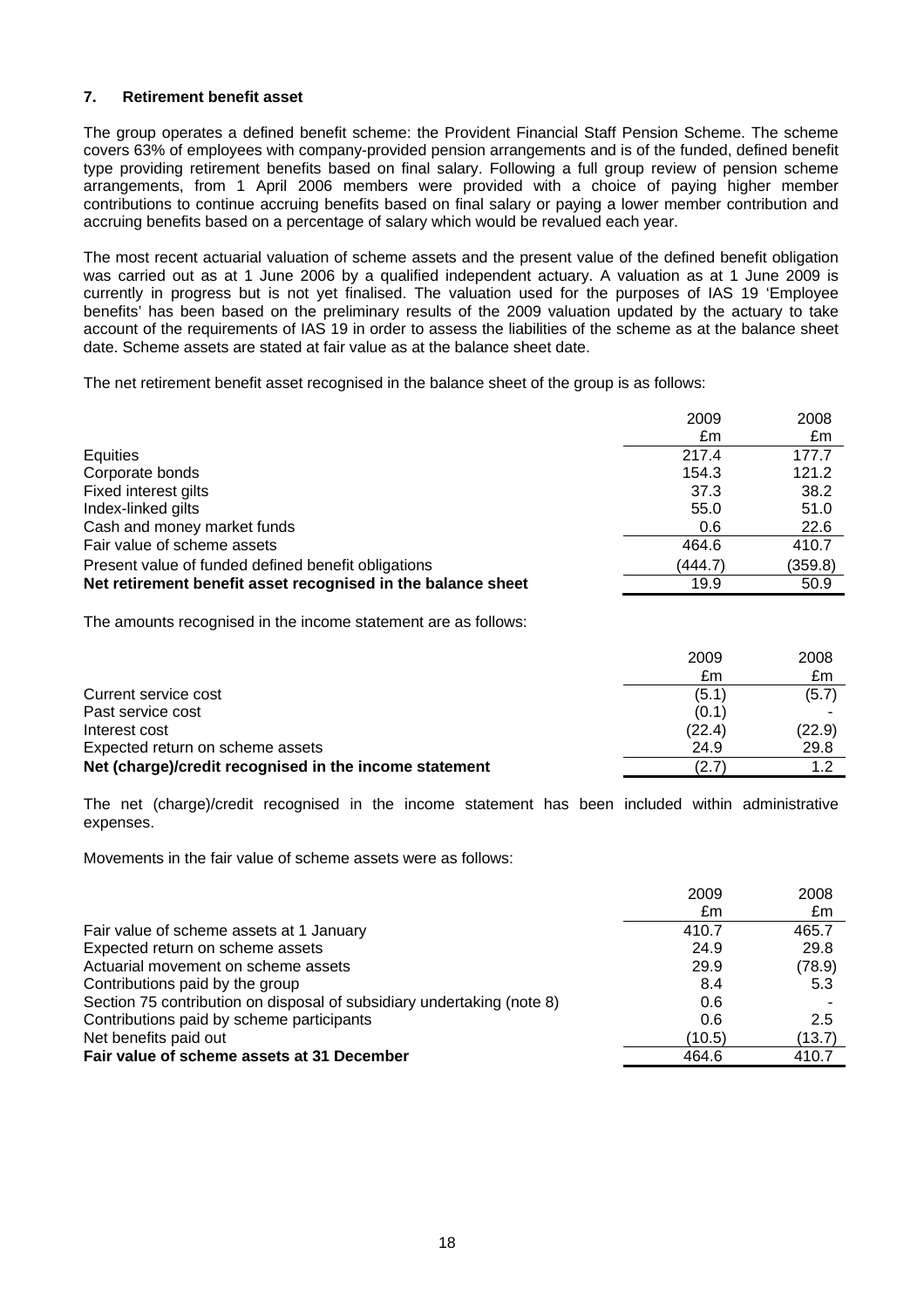## 7. Retirement benefit asset

The group operates a defined benefit scheme: the Provident Financial Staff Pension Scheme. The scheme covers 63% of employees with company-provided pension arrangements and is of the funded, defined benefit type providing retirement benefits based on final salary. Following a full group review of pension scheme arrangements, from 1 April 2006 members were provided with a choice of paying higher member contributions to continue accruing benefits based on final salary or paying a lower member contribution and accruing benefits based on a percentage of salary which would be revalued each year.

The most recent actuarial valuation of scheme assets and the present value of the defined benefit obligation was carried out as at 1 June 2006 by a qualified independent actuary. A valuation as at 1 June 2009 is currently in progress but is not yet finalised. The valuation used for the purposes of IAS 19 'Employee benefits' has been based on the preliminary results of the 2009 valuation updated by the actuary to take account of the requirements of IAS 19 in order to assess the liabilities of the scheme as at the balance sheet date. Scheme assets are stated at fair value as at the balance sheet date.

The net retirement benefit asset recognised in the balance sheet of the group is as follows:

| | 2009 £m | 2008 £m |
|---|---|---|
| Equities | 217.4 | 177.7 |
| Corporate bonds | 154.3 | 121.2 |
| Fixed interest gilts | 37.3 | 38.2 |
| Index-linked gilts | 55.0 | 51.0 |
| Cash and money market funds | 0.6 | 22.6 |
| Fair value of scheme assets | 464.6 | 410.7 |
| Present value of funded defined benefit obligations | (444.7) | (359.8) |
| **Net retirement benefit asset recognised in the balance sheet** | **19.9** | **50.9** |

The amounts recognised in the income statement are as follows:

| | 2009 £m | 2008 £m |
|---|---|---|
| Current service cost | (5.1) | (5.7) |
| Past service cost | (0.1) | - |
| Interest cost | (22.4) | (22.9) |
| Expected return on scheme assets | 24.9 | 29.8 |
| **Net (charge)/credit recognised in the income statement** | **(2.7)** | **1.2** |

The net (charge)/credit recognised in the income statement has been included within administrative expenses.

Movements in the fair value of scheme assets were as follows:

| | 2009 £m | 2008 £m |
|---|---|---|
| Fair value of scheme assets at 1 January | 410.7 | 465.7 |
| Expected return on scheme assets | 24.9 | 29.8 |
| Actuarial movement on scheme assets | 29.9 | (78.9) |
| Contributions paid by the group | 8.4 | 5.3 |
| Section 75 contribution on disposal of subsidiary undertaking (note 8) | 0.6 | - |
| Contributions paid by scheme participants | 0.6 | 2.5 |
| Net benefits paid out | (10.5) | (13.7) |
| **Fair value of scheme assets at 31 December** | **464.6** | **410.7** |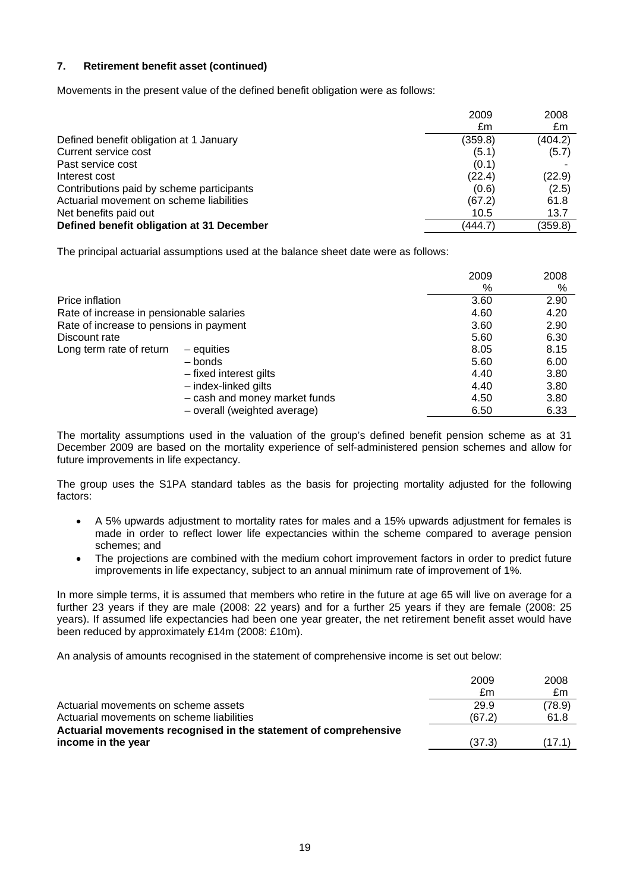### 7. Retirement benefit asset (continued)

Movements in the present value of the defined benefit obligation were as follows:

| | 2009 £m | 2008 £m |
|---|---|---|
| Defined benefit obligation at 1 January | (359.8) | (404.2) |
| Current service cost | (5.1) | (5.7) |
| Past service cost | (0.1) | - |
| Interest cost | (22.4) | (22.9) |
| Contributions paid by scheme participants | (0.6) | (2.5) |
| Actuarial movement on scheme liabilities | (67.2) | 61.8 |
| Net benefits paid out | 10.5 | 13.7 |
| **Defined benefit obligation at 31 December** | (444.7) | (359.8) |

The principal actuarial assumptions used at the balance sheet date were as follows:

| | | 2009 % | 2008 % |
|---|---|---|---|
| Price inflation | | 3.60 | 2.90 |
| Rate of increase in pensionable salaries | | 4.60 | 4.20 |
| Rate of increase to pensions in payment | | 3.60 | 2.90 |
| Discount rate | | 5.60 | 6.30 |
| Long term rate of return | – equities | 8.05 | 8.15 |
| | – bonds | 5.60 | 6.00 |
| | – fixed interest gilts | 4.40 | 3.80 |
| | – index-linked gilts | 4.40 | 3.80 |
| | – cash and money market funds | 4.50 | 3.80 |
| | – overall (weighted average) | 6.50 | 6.33 |

The mortality assumptions used in the valuation of the group's defined benefit pension scheme as at 31 December 2009 are based on the mortality experience of self-administered pension schemes and allow for future improvements in life expectancy.

The group uses the S1PA standard tables as the basis for projecting mortality adjusted for the following factors:

- A 5% upwards adjustment to mortality rates for males and a 15% upwards adjustment for females is made in order to reflect lower life expectancies within the scheme compared to average pension schemes; and
- The projections are combined with the medium cohort improvement factors in order to predict future improvements in life expectancy, subject to an annual minimum rate of improvement of 1%.

In more simple terms, it is assumed that members who retire in the future at age 65 will live on average for a further 23 years if they are male (2008: 22 years) and for a further 25 years if they are female (2008: 25 years). If assumed life expectancies had been one year greater, the net retirement benefit asset would have been reduced by approximately £14m (2008: £10m).

An analysis of amounts recognised in the statement of comprehensive income is set out below:

| | 2009 £m | 2008 £m |
|---|---|---|
| Actuarial movements on scheme assets | 29.9 | (78.9) |
| Actuarial movements on scheme liabilities | (67.2) | 61.8 |
| **Actuarial movements recognised in the statement of comprehensive income in the year** | (37.3) | (17.1) |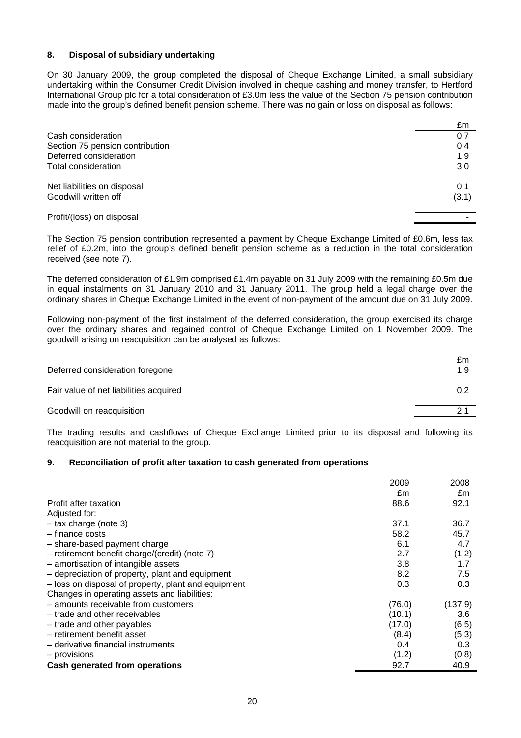## 8. Disposal of subsidiary undertaking

On 30 January 2009, the group completed the disposal of Cheque Exchange Limited, a small subsidiary undertaking within the Consumer Credit Division involved in cheque cashing and money transfer, to Hertford International Group plc for a total consideration of £3.0m less the value of the Section 75 pension contribution made into the group's defined benefit pension scheme. There was no gain or loss on disposal as follows:

| | £m |
|---|---|
| Cash consideration | 0.7 |
| Section 75 pension contribution | 0.4 |
| Deferred consideration | 1.9 |
| Total consideration | 3.0 |
| | |
| Net liabilities on disposal | 0.1 |
| Goodwill written off | (3.1) |
| | |
| Profit/(loss) on disposal | - |

The Section 75 pension contribution represented a payment by Cheque Exchange Limited of £0.6m, less tax relief of £0.2m, into the group's defined benefit pension scheme as a reduction in the total consideration received (see note 7).

The deferred consideration of £1.9m comprised £1.4m payable on 31 July 2009 with the remaining £0.5m due in equal instalments on 31 January 2010 and 31 January 2011. The group held a legal charge over the ordinary shares in Cheque Exchange Limited in the event of non-payment of the amount due on 31 July 2009.

Following non-payment of the first instalment of the deferred consideration, the group exercised its charge over the ordinary shares and regained control of Cheque Exchange Limited on 1 November 2009. The goodwill arising on reacquisition can be analysed as follows:

| | £m |
|---|---|
| Deferred consideration foregone | 1.9 |
| | |
| Fair value of net liabilities acquired | 0.2 |
| | |
| Goodwill on reacquisition | 2.1 |

The trading results and cashflows of Cheque Exchange Limited prior to its disposal and following its reacquisition are not material to the group.

## 9. Reconciliation of profit after taxation to cash generated from operations

| | 2009 | 2008 |
|---|---|---|
| | £m | £m |
| Profit after taxation | 88.6 | 92.1 |
| Adjusted for: | | |
| – tax charge (note 3) | 37.1 | 36.7 |
| – finance costs | 58.2 | 45.7 |
| – share-based payment charge | 6.1 | 4.7 |
| – retirement benefit charge/(credit) (note 7) | 2.7 | (1.2) |
| – amortisation of intangible assets | 3.8 | 1.7 |
| – depreciation of property, plant and equipment | 8.2 | 7.5 |
| – loss on disposal of property, plant and equipment | 0.3 | 0.3 |
| Changes in operating assets and liabilities: | | |
| – amounts receivable from customers | (76.0) | (137.9) |
| – trade and other receivables | (10.1) | 3.6 |
| – trade and other payables | (17.0) | (6.5) |
| – retirement benefit asset | (8.4) | (5.3) |
| – derivative financial instruments | 0.4 | 0.3 |
| – provisions | (1.2) | (0.8) |
| **Cash generated from operations** | 92.7 | 40.9 |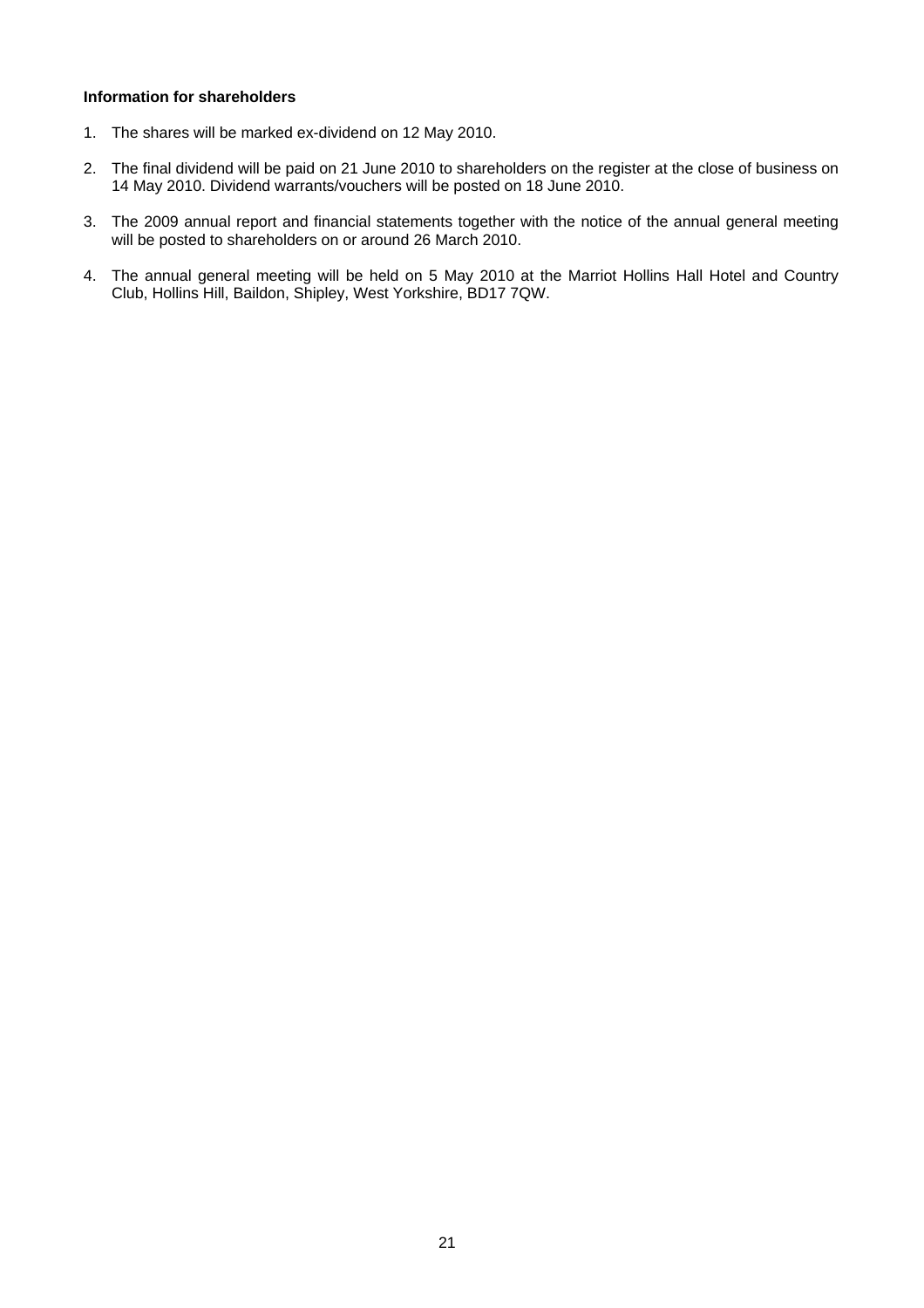**Information for shareholders**

1. The shares will be marked ex-dividend on 12 May 2010.
2. The final dividend will be paid on 21 June 2010 to shareholders on the register at the close of business on 14 May 2010. Dividend warrants/vouchers will be posted on 18 June 2010.
3. The 2009 annual report and financial statements together with the notice of the annual general meeting will be posted to shareholders on or around 26 March 2010.
4. The annual general meeting will be held on 5 May 2010 at the Marriot Hollins Hall Hotel and Country Club, Hollins Hill, Baildon, Shipley, West Yorkshire, BD17 7QW.